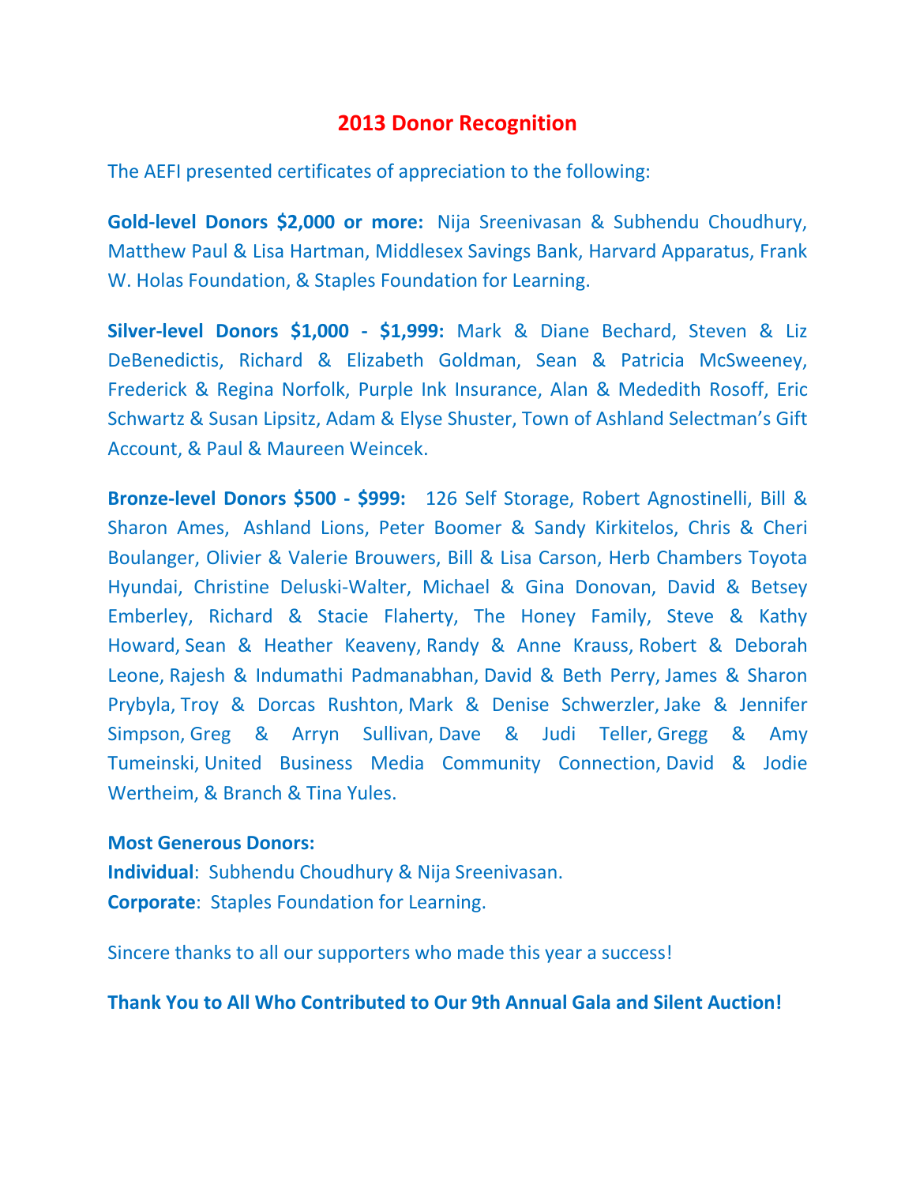# 2013 Donor Recognition

The AEFI presented certificates of appreciation to the following:

**Gold-level Donors $2,000 or more:** Nija Sreenivasan & Subhendu Choudhury, Matthew Paul & Lisa Hartman, Middlesex Savings Bank, Harvard Apparatus, Frank W. Holas Foundation, & Staples Foundation for Learning.

**Silver-level Donors $1,000 - $1,999:** Mark & Diane Bechard, Steven & Liz DeBenedictis, Richard & Elizabeth Goldman, Sean & Patricia McSweeney, Frederick & Regina Norfolk, Purple Ink Insurance, Alan & Percedith Rosoff, Eric Schwartz & Susan Lipsitz, Adam & Elyse Shuster, Town of Ashland Selectman's Gift Account, & Paul & Maureen Weincek.

**Bronze-level Donors $500 - $999:** 126 Self Storage, Robert Agnostinelli, Bill & Sharon Ames, Ashland Lions, Peter Boomer & Sandy Kirkitelos, Chris & Cheri Boulanger, Olivier & Valerie Brouwers, Bill & Lisa Carson, Herb Chambers Toyota Hyundai, Christine Deluski-Walter, Michael & Gina Donovan, David & Betsey Emberley, Richard & Stacie Flaherty, The Honey Family, Steve & Kathy Howard, Sean & Heather Keaveny, Randy & Anne Krauss, Robert & Deborah Leone, Rajesh & Indumathi Padmanabhan, David & Beth Perry, James & Sharon Prybyla, Troy & Dorcas Rushton, Mark & Denise Schwerzler, Jake & Jennifer Simpson, Greg & Arryn Sullivan, Dave & Judi Teller, Gregg & Amy Tumeinski, United Business Media Community Connection, David & Jodie Wertheim, & Branch & Tina Yules.

**Most Generous Donors:**
**Individual**: Subhendu Choudhury & Nija Sreenivasan.
**Corporate**: Staples Foundation for Learning.

Sincere thanks to all our supporters who made this year a success!

**Thank You to All Who Contributed to Our 9th Annual Gala and Silent Auction!**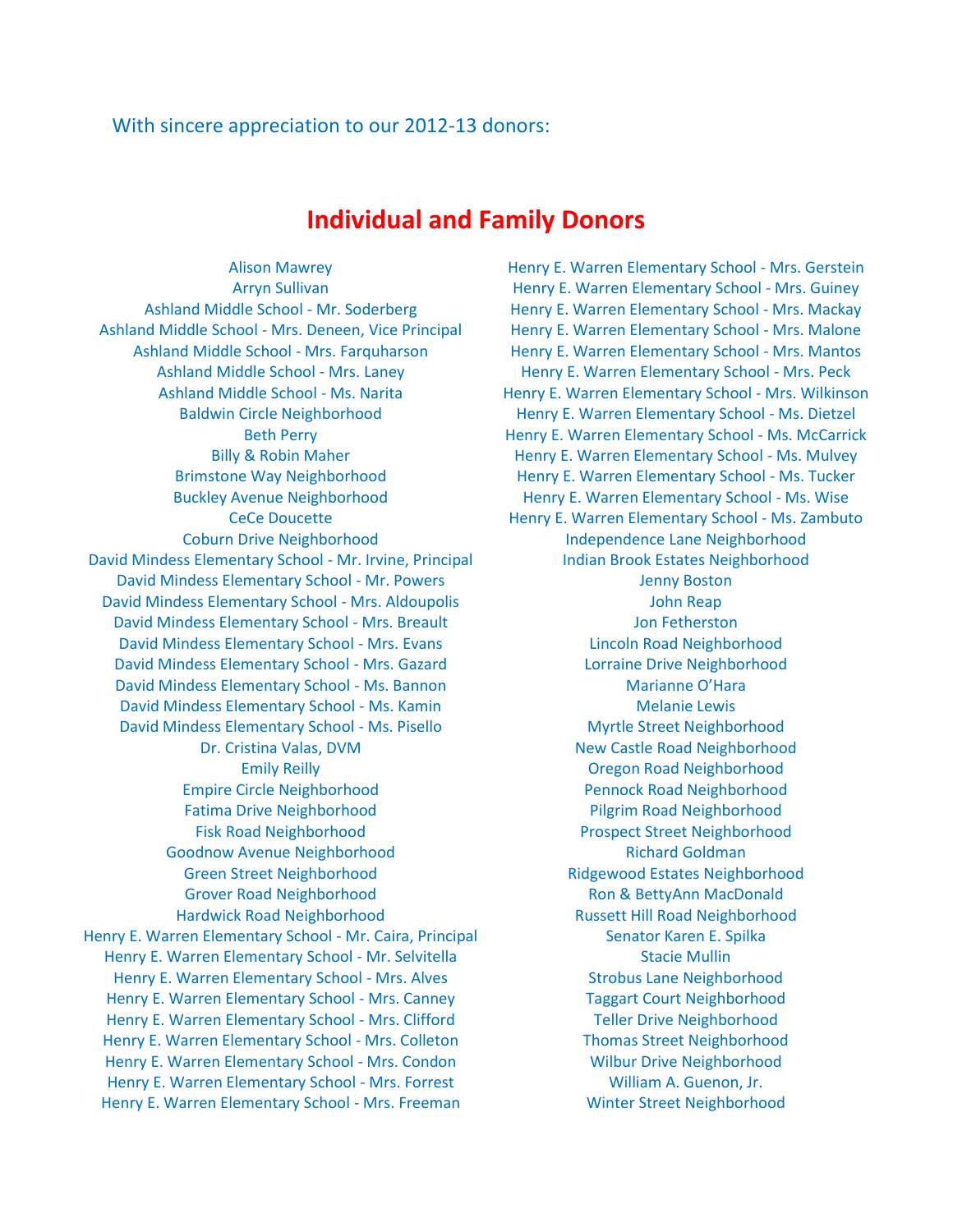With sincere appreciation to our 2012-13 donors:

## Individual and Family Donors

Alison Mawrey
Arryn Sullivan
Ashland Middle School - Mr. Soderberg
Ashland Middle School - Mrs. Deneen, Vice Principal
Ashland Middle School - Mrs. Farquharson
Ashland Middle School - Mrs. Laney
Ashland Middle School - Ms. Narita
Baldwin Circle Neighborhood
Beth Perry
Billy & Robin Maher
Brimstone Way Neighborhood
Buckley Avenue Neighborhood
CeCe Doucette
Coburn Drive Neighborhood
David Mindess Elementary School - Mr. Irvine, Principal
David Mindess Elementary School - Mr. Powers
David Mindess Elementary School - Mrs. Aldoupolis
David Mindess Elementary School - Mrs. Breault
David Mindess Elementary School - Mrs. Evans
David Mindess Elementary School - Mrs. Gazard
David Mindess Elementary School - Ms. Bannon
David Mindess Elementary School - Ms. Kamin
David Mindess Elementary School - Ms. Pisello
Dr. Cristina Valas, DVM
Emily Reilly
Empire Circle Neighborhood
Fatima Drive Neighborhood
Fisk Road Neighborhood
Goodnow Avenue Neighborhood
Green Street Neighborhood
Grover Road Neighborhood
Hardwick Road Neighborhood
Henry E. Warren Elementary School - Mr. Caira, Principal
Henry E. Warren Elementary School - Mr. Selvitella
Henry E. Warren Elementary School - Mrs. Alves
Henry E. Warren Elementary School - Mrs. Canney
Henry E. Warren Elementary School - Mrs. Clifford
Henry E. Warren Elementary School - Mrs. Colleton
Henry E. Warren Elementary School - Mrs. Condon
Henry E. Warren Elementary School - Mrs. Forrest
Henry E. Warren Elementary School - Mrs. Freeman
Henry E. Warren Elementary School - Mrs. Gerstein
Henry E. Warren Elementary School - Mrs. Guiney
Henry E. Warren Elementary School - Mrs. Mackay
Henry E. Warren Elementary School - Mrs. Malone
Henry E. Warren Elementary School - Mrs. Mantos
Henry E. Warren Elementary School - Mrs. Peck
Henry E. Warren Elementary School - Mrs. Wilkinson
Henry E. Warren Elementary School - Ms. Dietzel
Henry E. Warren Elementary School - Ms. McCarrick
Henry E. Warren Elementary School - Ms. Mulvey
Henry E. Warren Elementary School - Ms. Tucker
Henry E. Warren Elementary School - Ms. Wise
Henry E. Warren Elementary School - Ms. Zambuto
Independence Lane Neighborhood
Indian Brook Estates Neighborhood
Jenny Boston
John Reap
Jon Fetherston
Lincoln Road Neighborhood
Lorraine Drive Neighborhood
Marianne O'Hara
Melanie Lewis
Myrtle Street Neighborhood
New Castle Road Neighborhood
Oregon Road Neighborhood
Pennock Road Neighborhood
Pilgrim Road Neighborhood
Prospect Street Neighborhood
Richard Goldman
Ridgewood Estates Neighborhood
Ron & BettyAnn MacDonald
Russett Hill Road Neighborhood
Senator Karen E. Spilka
Stacie Mullin
Strobus Lane Neighborhood
Taggart Court Neighborhood
Teller Drive Neighborhood
Thomas Street Neighborhood
Wilbur Drive Neighborhood
William A. Guenon, Jr.
Winter Street Neighborhood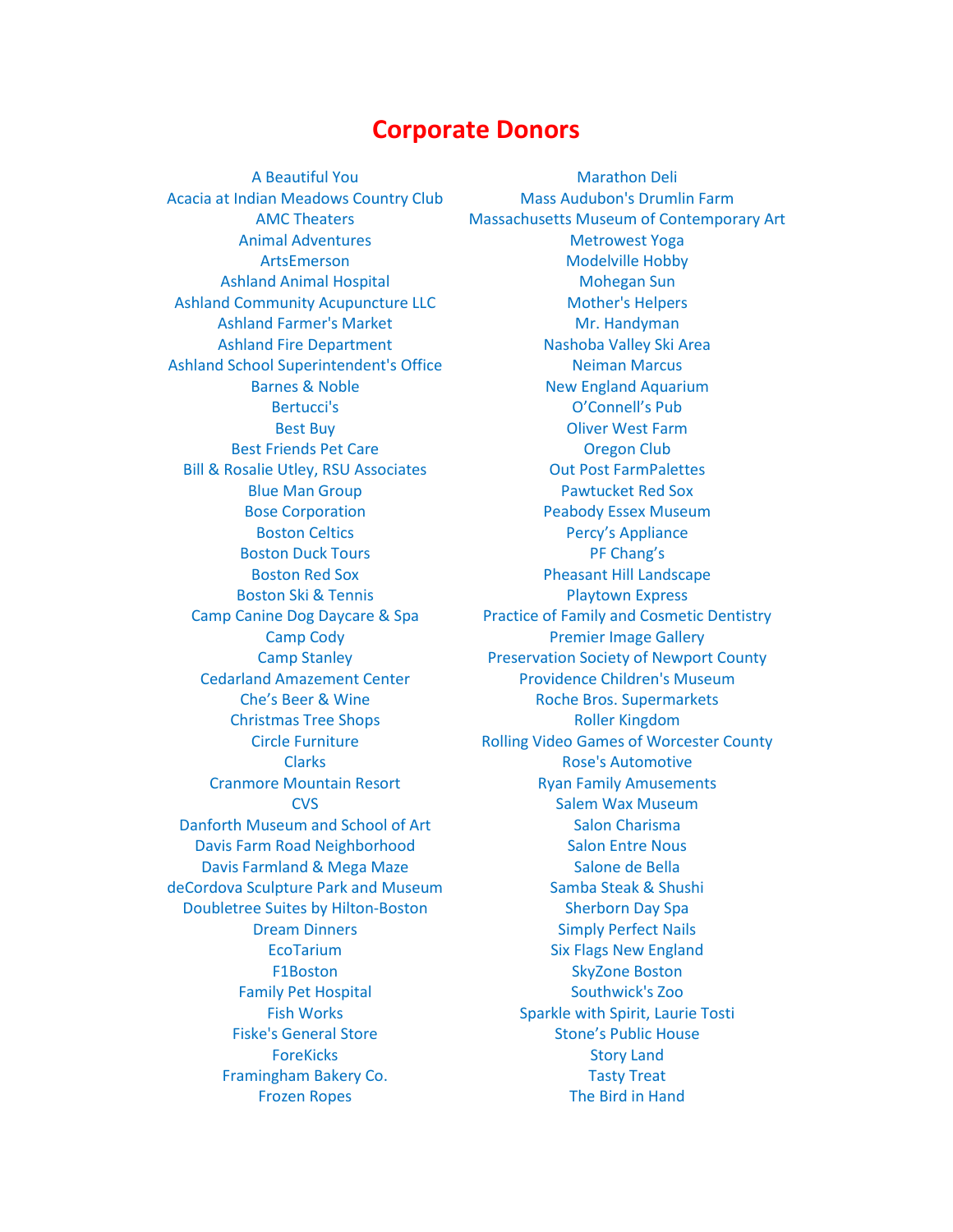# Corporate Donors

A Beautiful You
Acacia at Indian Meadows Country Club
AMC Theaters
Animal Adventures
ArtsEmerson
Ashland Animal Hospital
Ashland Community Acupuncture LLC
Ashland Farmer's Market
Ashland Fire Department
Ashland School Superintendent's Office
Barnes & Noble
Bertucci's
Best Buy
Best Friends Pet Care
Bill & Rosalie Utley, RSU Associates
Blue Man Group
Bose Corporation
Boston Celtics
Boston Duck Tours
Boston Red Sox
Boston Ski & Tennis
Camp Canine Dog Daycare & Spa
Camp Cody
Camp Stanley
Cedarland Amazement Center
Che's Beer & Wine
Christmas Tree Shops
Circle Furniture
Clarks
Cranmore Mountain Resort
CVS
Danforth Museum and School of Art
Davis Farm Road Neighborhood
Davis Farmland & Mega Maze
deCordova Sculpture Park and Museum
Doubletree Suites by Hilton-Boston
Dream Dinners
EcoTarium
F1Boston
Family Pet Hospital
Fish Works
Fiske's General Store
ForeKicks
Framingham Bakery Co.
Frozen Ropes
Marathon Deli
Mass Audubon's Drumlin Farm
Massachusetts Museum of Contemporary Art
Metrowest Yoga
Modelville Hobby
Mohegan Sun
Mother's Helpers
Mr. Handyman
Nashoba Valley Ski Area
Neiman Marcus
New England Aquarium
O'Connell's Pub
Oliver West Farm
Oregon Club
Out Post FarmPalettes
Pawtucket Red Sox
Peabody Essex Museum
Percy's Appliance
PF Chang's
Pheasant Hill Landscape
Playtown Express
Practice of Family and Cosmetic Dentistry
Premier Image Gallery
Preservation Society of Newport County
Providence Children's Museum
Roche Bros. Supermarkets
Roller Kingdom
Rolling Video Games of Worcester County
Rose's Automotive
Ryan Family Amusements
Salem Wax Museum
Salon Charisma
Salon Entre Nous
Salone de Bella
Samba Steak & Shushi
Sherborn Day Spa
Simply Perfect Nails
Six Flags New England
SkyZone Boston
Southwick's Zoo
Sparkle with Spirit, Laurie Tosti
Stone's Public House
Story Land
Tasty Treat
The Bird in Hand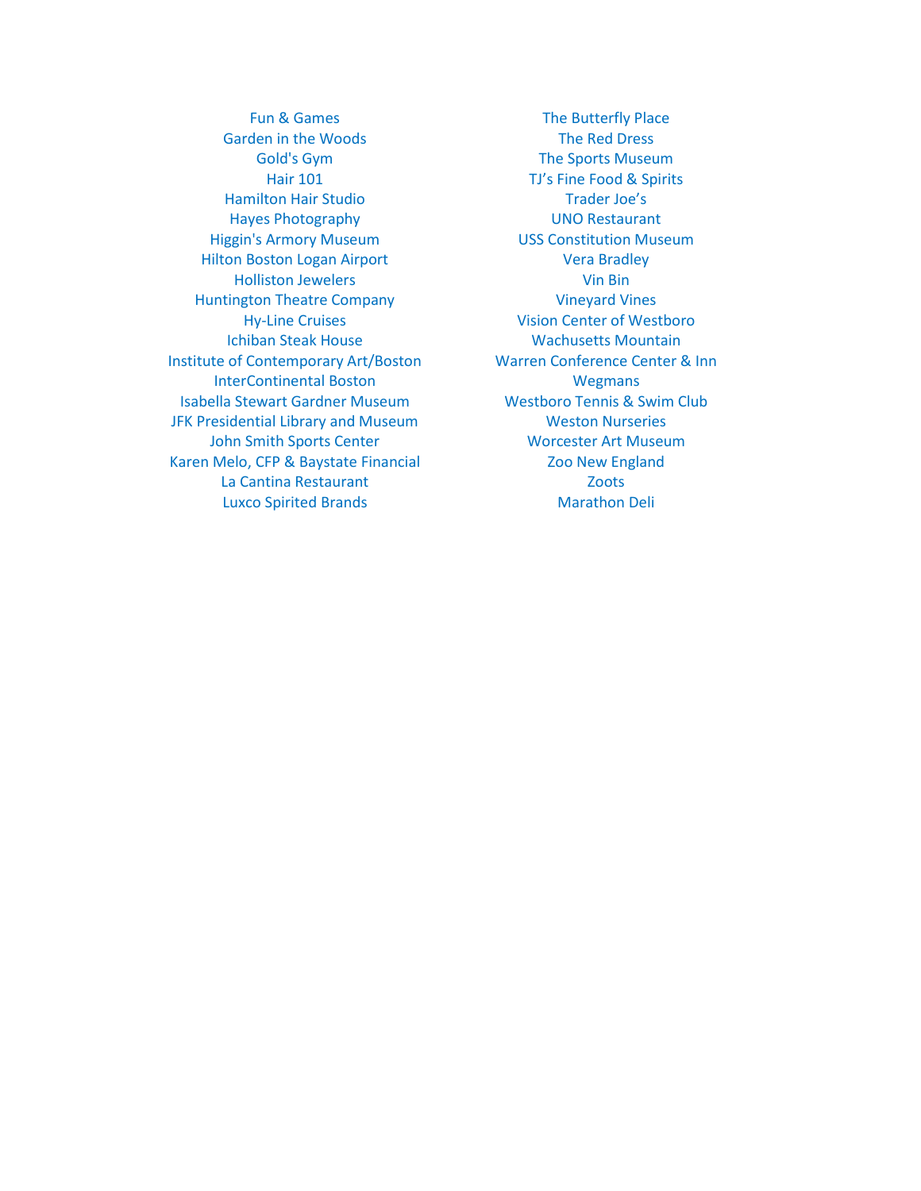Fun & Games
Garden in the Woods
Gold's Gym
Hair 101
Hamilton Hair Studio
Hayes Photography
Higgin's Armory Museum
Hilton Boston Logan Airport
Holliston Jewelers
Huntington Theatre Company
Hy-Line Cruises
Ichiban Steak House
Institute of Contemporary Art/Boston
InterContinental Boston
Isabella Stewart Gardner Museum
JFK Presidential Library and Museum
John Smith Sports Center
Karen Melo, CFP & Baystate Financial
La Cantina Restaurant
Luxco Spirited Brands

The Butterfly Place
The Red Dress
The Sports Museum
TJ's Fine Food & Spirits
Trader Joe's
UNO Restaurant
USS Constitution Museum
Vera Bradley
Vin Bin
Vineyard Vines
Vision Center of Westboro
Wachusetts Mountain
Warren Conference Center & Inn
Wegmans
Westboro Tennis & Swim Club
Weston Nurseries
Worcester Art Museum
Zoo New England
Zoots
Marathon Deli